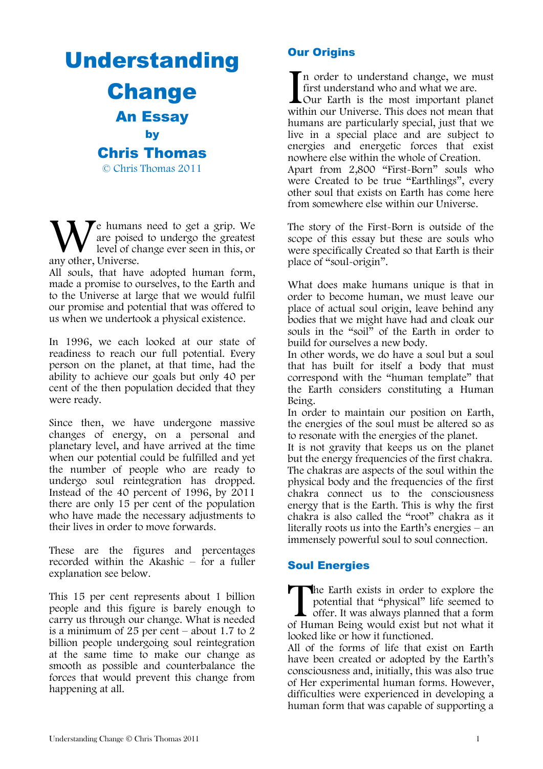# Understanding Change

## An Essay

### by

## Chris Thomas

© Chris Thomas 2011

We humans need to get a grip. We are poised to undergo the greatest level of change ever seen in this, or any other, Universe.
All souls, that have adopted human form, made a promise to ourselves, to the Earth and to the Universe at large that we would fulfil our promise and potential that was offered to us when we undertook a physical existence.

In 1996, we each looked at our state of readiness to reach our full potential. Every person on the planet, at that time, had the ability to achieve our goals but only 40 per cent of the then population decided that they were ready.

Since then, we have undergone massive changes of energy, on a personal and planetary level, and have arrived at the time when our potential could be fulfilled and yet the number of people who are ready to undergo soul reintegration has dropped. Instead of the 40 percent of 1996, by 2011 there are only 15 per cent of the population who have made the necessary adjustments to their lives in order to move forwards.

These are the figures and percentages recorded within the Akashic – for a fuller explanation see below.

This 15 per cent represents about 1 billion people and this figure is barely enough to carry us through our change. What is needed is a minimum of 25 per cent – about 1.7 to 2 billion people undergoing soul reintegration at the same time to make our change as smooth as possible and counterbalance the forces that would prevent this change from happening at all.

## Our Origins

In order to understand change, we must first understand who and what we are.
Our Earth is the most important planet within our Universe. This does not mean that humans are particularly special, just that we live in a special place and are subject to energies and energetic forces that exist nowhere else within the whole of Creation.
Apart from 2,800 "First-Born" souls who were Created to be true "Earthlings", every other soul that exists on Earth has come here from somewhere else within our Universe.

The story of the First-Born is outside of the scope of this essay but these are souls who were specifically Created so that Earth is their place of "soul-origin".

What does make humans unique is that in order to become human, we must leave our place of actual soul origin, leave behind any bodies that we might have had and cloak our souls in the "soil" of the Earth in order to build for ourselves a new body.
In other words, we do have a soul but a soul that has built for itself a body that must correspond with the "human template" that the Earth considers constituting a Human Being.
In order to maintain our position on Earth, the energies of the soul must be altered so as to resonate with the energies of the planet.
It is not gravity that keeps us on the planet but the energy frequencies of the first chakra. The chakras are aspects of the soul within the physical body and the frequencies of the first chakra connect us to the consciousness energy that is the Earth. This is why the first chakra is also called the "root" chakra as it literally roots us into the Earth's energies – an immensely powerful soul to soul connection.

## Soul Energies

The Earth exists in order to explore the potential that "physical" life seemed to offer. It was always planned that a form of Human Being would exist but not what it looked like or how it functioned.
All of the forms of life that exist on Earth have been created or adopted by the Earth's consciousness and, initially, this was also true of Her experimental human forms. However, difficulties were experienced in developing a human form that was capable of supporting a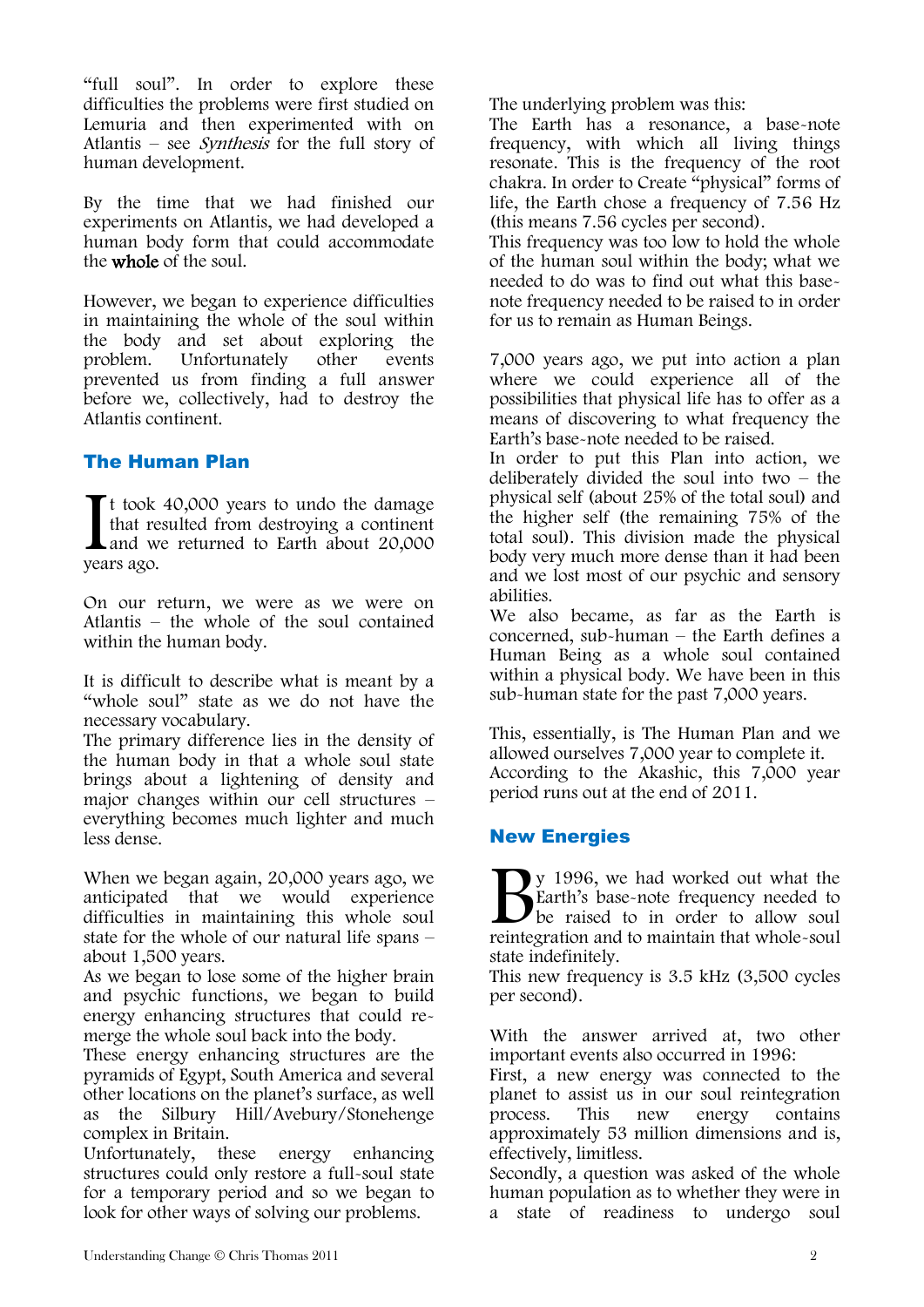"full soul". In order to explore these difficulties the problems were first studied on Lemuria and then experimented with on Atlantis – see *Synthesis* for the full story of human development.

By the time that we had finished our experiments on Atlantis, we had developed a human body form that could accommodate the **whole** of the soul.

However, we began to experience difficulties in maintaining the whole of the soul within the body and set about exploring the problem. Unfortunately other events prevented us from finding a full answer before we, collectively, had to destroy the Atlantis continent.

## The Human Plan

It took 40,000 years to undo the damage that resulted from destroying a continent and we returned to Earth about 20,000 years ago.

On our return, we were as we were on Atlantis – the whole of the soul contained within the human body.

It is difficult to describe what is meant by a "whole soul" state as we do not have the necessary vocabulary.
The primary difference lies in the density of the human body in that a whole soul state brings about a lightening of density and major changes within our cell structures – everything becomes much lighter and much less dense.

When we began again, 20,000 years ago, we anticipated that we would experience difficulties in maintaining this whole soul state for the whole of our natural life spans – about 1,500 years.
As we began to lose some of the higher brain and psychic functions, we began to build energy enhancing structures that could re-merge the whole soul back into the body.
These energy enhancing structures are the pyramids of Egypt, South America and several other locations on the planet's surface, as well as the Silbury Hill/Avebury/Stonehenge complex in Britain.
Unfortunately, these energy enhancing structures could only restore a full-soul state for a temporary period and so we began to look for other ways of solving our problems.

The underlying problem was this:
The Earth has a resonance, a base-note frequency, with which all living things resonate. This is the frequency of the root chakra. In order to Create "physical" forms of life, the Earth chose a frequency of 7.56 Hz (this means 7.56 cycles per second).
This frequency was too low to hold the whole of the human soul within the body; what we needed to do was to find out what this base-note frequency needed to be raised to in order for us to remain as Human Beings.

7,000 years ago, we put into action a plan where we could experience all of the possibilities that physical life has to offer as a means of discovering to what frequency the Earth's base-note needed to be raised.
In order to put this Plan into action, we deliberately divided the soul into two – the physical self (about 25% of the total soul) and the higher self (the remaining 75% of the total soul). This division made the physical body very much more dense than it had been and we lost most of our psychic and sensory abilities.
We also became, as far as the Earth is concerned, sub-human – the Earth defines a Human Being as a whole soul contained within a physical body. We have been in this sub-human state for the past 7,000 years.

This, essentially, is The Human Plan and we allowed ourselves 7,000 year to complete it.
According to the Akashic, this 7,000 year period runs out at the end of 2011.

## New Energies

By 1996, we had worked out what the Earth's base-note frequency needed to be raised to in order to allow soul reintegration and to maintain that whole-soul state indefinitely.
This new frequency is 3.5 kHz (3,500 cycles per second).

With the answer arrived at, two other important events also occurred in 1996:
First, a new energy was connected to the planet to assist us in our soul reintegration process. This new energy contains approximately 53 million dimensions and is, effectively, limitless.
Secondly, a question was asked of the whole human population as to whether they were in a state of readiness to undergo soul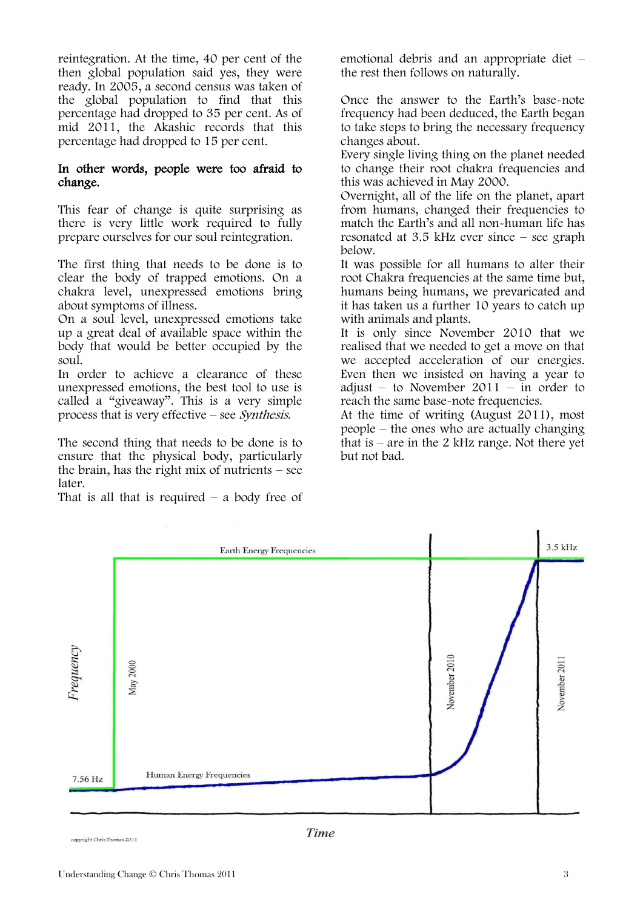reintegration. At the time, 40 per cent of the then global population said yes, they were ready. In 2005, a second census was taken of the global population to find that this percentage had dropped to 35 per cent. As of mid 2011, the Akashic records that this percentage had dropped to 15 per cent.

**In other words, people were too afraid to change.**

This fear of change is quite surprising as there is very little work required to fully prepare ourselves for our soul reintegration.

The first thing that needs to be done is to clear the body of trapped emotions. On a chakra level, unexpressed emotions bring about symptoms of illness.
On a soul level, unexpressed emotions take up a great deal of available space within the body that would be better occupied by the soul.
In order to achieve a clearance of these unexpressed emotions, the best tool to use is called a "giveaway". This is a very simple process that is very effective – see *Synthesis*.

The second thing that needs to be done is to ensure that the physical body, particularly the brain, has the right mix of nutrients – see later.
That is all that is required – a body free of emotional debris and an appropriate diet – the rest then follows on naturally.

Once the answer to the Earth's base-note frequency had been deduced, the Earth began to take steps to bring the necessary frequency changes about.
Every single living thing on the planet needed to change their root chakra frequencies and this was achieved in May 2000.
Overnight, all of the life on the planet, apart from humans, changed their frequencies to match the Earth's and all non-human life has resonated at 3.5 kHz ever since – see graph below.
It was possible for all humans to alter their root Chakra frequencies at the same time but, humans being humans, we prevaricated and it has taken us a further 10 years to catch up with animals and plants.
It is only since November 2010 that we realised that we needed to get a move on that we accepted acceleration of our energies. Even then we insisted on having a year to adjust – to November 2011 – in order to reach the same base-note frequencies.
At the time of writing (August 2011), most people – the ones who are actually changing that is – are in the 2 kHz range. Not there yet but not bad.

Earth Energy Frequencies — 3.5 kHz
Human Energy Frequencies — 7.56 Hz
Frequency / Time
May 2000 | November 2010 | November 2011

copyright Chris Thomas 2011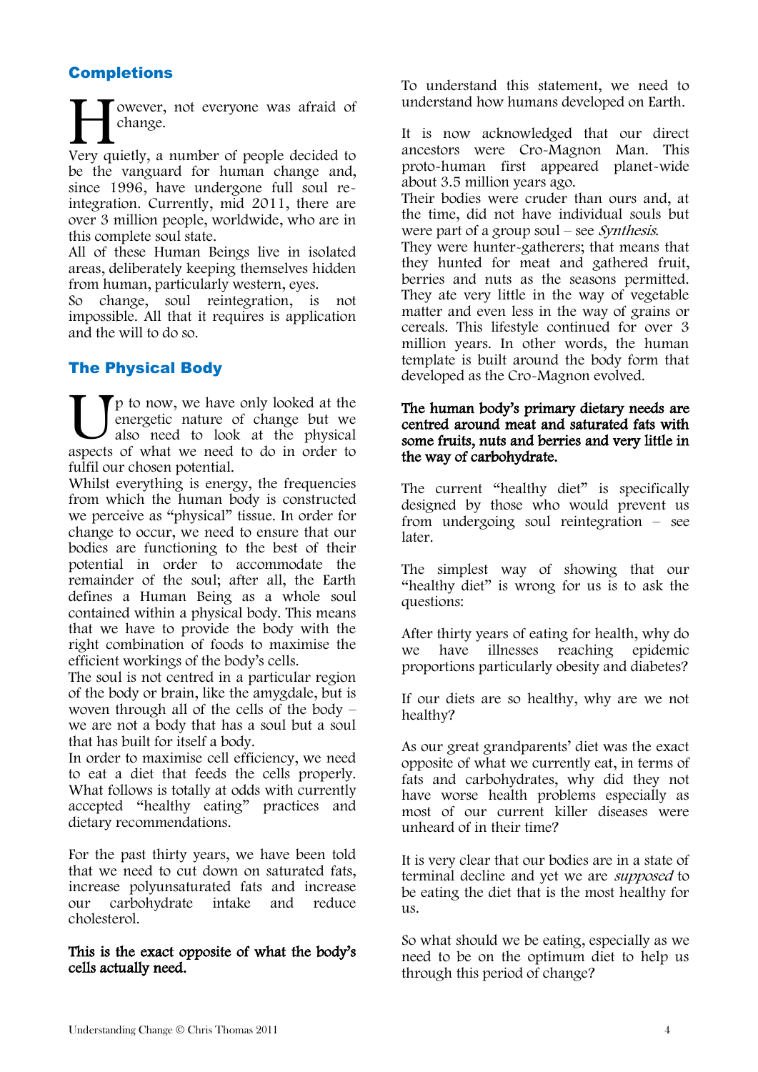## Completions

However, not everyone was afraid of change.

Very quietly, a number of people decided to be the vanguard for human change and, since 1996, have undergone full soul re-integration. Currently, mid 2011, there are over 3 million people, worldwide, who are in this complete soul state.

All of these Human Beings live in isolated areas, deliberately keeping themselves hidden from human, particularly western, eyes.

So change, soul reintegration, is not impossible. All that it requires is application and the will to do so.

## The Physical Body

Up to now, we have only looked at the energetic nature of change but we also need to look at the physical aspects of what we need to do in order to fulfil our chosen potential.

Whilst everything is energy, the frequencies from which the human body is constructed we perceive as "physical" tissue. In order for change to occur, we need to ensure that our bodies are functioning to the best of their potential in order to accommodate the remainder of the soul; after all, the Earth defines a Human Being as a whole soul contained within a physical body. This means that we have to provide the body with the right combination of foods to maximise the efficient workings of the body's cells.

The soul is not centred in a particular region of the body or brain, like the amygdale, but is woven through all of the cells of the body – we are not a body that has a soul but a soul that has built for itself a body.

In order to maximise cell efficiency, we need to eat a diet that feeds the cells properly. What follows is totally at odds with currently accepted "healthy eating" practices and dietary recommendations.

For the past thirty years, we have been told that we need to cut down on saturated fats, increase polyunsaturated fats and increase our carbohydrate intake and reduce cholesterol.

**This is the exact opposite of what the body's cells actually need.**

To understand this statement, we need to understand how humans developed on Earth.

It is now acknowledged that our direct ancestors were Cro-Magnon Man. This proto-human first appeared planet-wide about 3.5 million years ago.

Their bodies were cruder than ours and, at the time, did not have individual souls but were part of a group soul – see *Synthesis*.

They were hunter-gatherers; that means that they hunted for meat and gathered fruit, berries and nuts as the seasons permitted. They ate very little in the way of vegetable matter and even less in the way of grains or cereals. This lifestyle continued for over 3 million years. In other words, the human template is built around the body form that developed as the Cro-Magnon evolved.

**The human body's primary dietary needs are centred around meat and saturated fats with some fruits, nuts and berries and very little in the way of carbohydrate.**

The current "healthy diet" is specifically designed by those who would prevent us from undergoing soul reintegration – see later.

The simplest way of showing that our "healthy diet" is wrong for us is to ask the questions:

After thirty years of eating for health, why do we have illnesses reaching epidemic proportions particularly obesity and diabetes?

If our diets are so healthy, why are we not healthy?

As our great grandparents' diet was the exact opposite of what we currently eat, in terms of fats and carbohydrates, why did they not have worse health problems especially as most of our current killer diseases were unheard of in their time?

It is very clear that our bodies are in a state of terminal decline and yet we are *supposed* to be eating the diet that is the most healthy for us.

So what should we be eating, especially as we need to be on the optimum diet to help us through this period of change?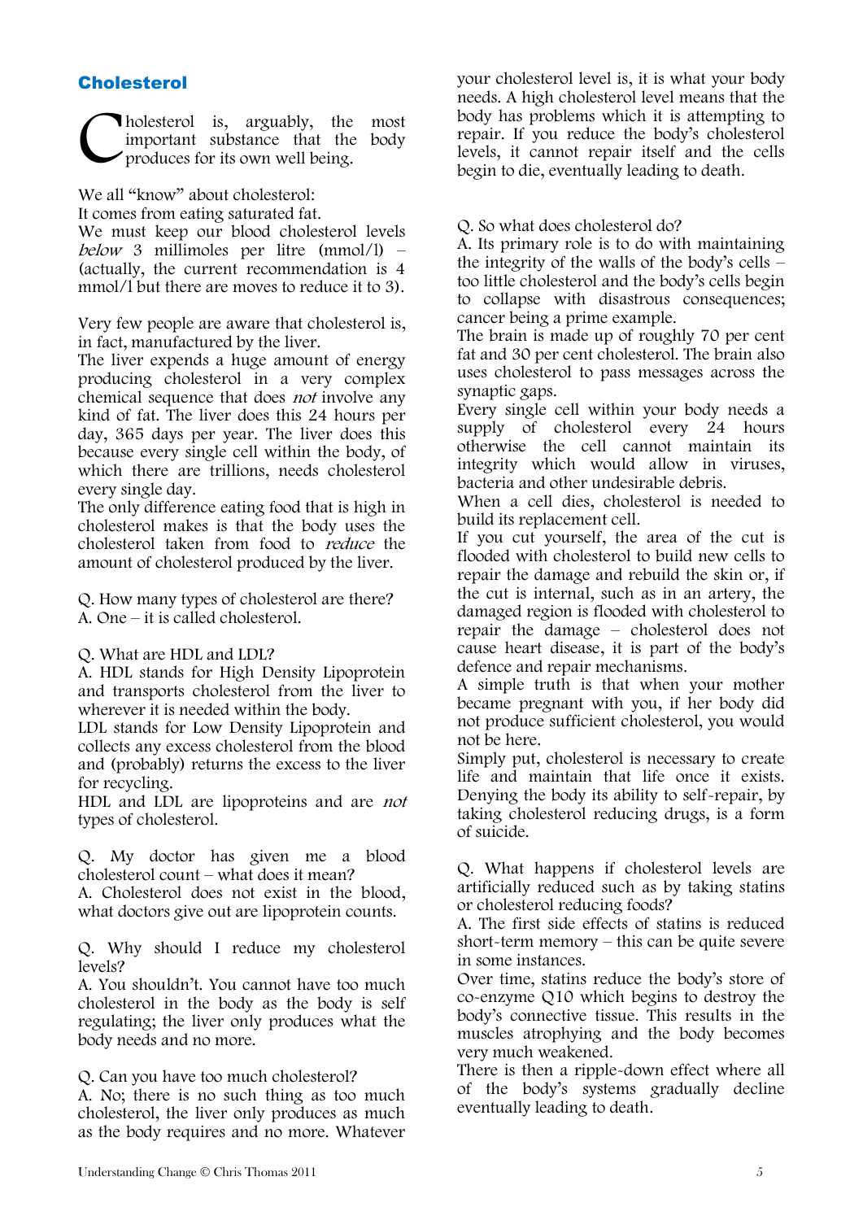## Cholesterol

Cholesterol is, arguably, the most important substance that the body produces for its own well being.

We all "know" about cholesterol:
It comes from eating saturated fat.
We must keep our blood cholesterol levels *below* 3 millimoles per litre (mmol/l) – (actually, the current recommendation is 4 mmol/l but there are moves to reduce it to 3).

Very few people are aware that cholesterol is, in fact, manufactured by the liver.
The liver expends a huge amount of energy producing cholesterol in a very complex chemical sequence that does *not* involve any kind of fat. The liver does this 24 hours per day, 365 days per year. The liver does this because every single cell within the body, of which there are trillions, needs cholesterol every single day.
The only difference eating food that is high in cholesterol makes is that the body uses the cholesterol taken from food to *reduce* the amount of cholesterol produced by the liver.

Q. How many types of cholesterol are there?
A. One – it is called cholesterol.

Q. What are HDL and LDL?
A. HDL stands for High Density Lipoprotein and transports cholesterol from the liver to wherever it is needed within the body.
LDL stands for Low Density Lipoprotein and collects any excess cholesterol from the blood and (probably) returns the excess to the liver for recycling.
HDL and LDL are lipoproteins and are *not* types of cholesterol.

Q. My doctor has given me a blood cholesterol count – what does it mean?
A. Cholesterol does not exist in the blood, what doctors give out are lipoprotein counts.

Q. Why should I reduce my cholesterol levels?
A. You shouldn't. You cannot have too much cholesterol in the body as the body is self regulating; the liver only produces what the body needs and no more.

Q. Can you have too much cholesterol?
A. No; there is no such thing as too much cholesterol, the liver only produces as much as the body requires and no more. Whatever your cholesterol level is, it is what your body needs. A high cholesterol level means that the body has problems which it is attempting to repair. If you reduce the body's cholesterol levels, it cannot repair itself and the cells begin to die, eventually leading to death.

Q. So what does cholesterol do?
A. Its primary role is to do with maintaining the integrity of the walls of the body's cells – too little cholesterol and the body's cells begin to collapse with disastrous consequences; cancer being a prime example.
The brain is made up of roughly 70 per cent fat and 30 per cent cholesterol. The brain also uses cholesterol to pass messages across the synaptic gaps.
Every single cell within your body needs a supply of cholesterol every 24 hours otherwise the cell cannot maintain its integrity which would allow in viruses, bacteria and other undesirable debris.
When a cell dies, cholesterol is needed to build its replacement cell.
If you cut yourself, the area of the cut is flooded with cholesterol to build new cells to repair the damage and rebuild the skin or, if the cut is internal, such as in an artery, the damaged region is flooded with cholesterol to repair the damage – cholesterol does not cause heart disease, it is part of the body's defence and repair mechanisms.
A simple truth is that when your mother became pregnant with you, if her body did not produce sufficient cholesterol, you would not be here.
Simply put, cholesterol is necessary to create life and maintain that life once it exists. Denying the body its ability to self-repair, by taking cholesterol reducing drugs, is a form of suicide.

Q. What happens if cholesterol levels are artificially reduced such as by taking statins or cholesterol reducing foods?
A. The first side effects of statins is reduced short-term memory – this can be quite severe in some instances.
Over time, statins reduce the body's store of co-enzyme Q10 which begins to destroy the body's connective tissue. This results in the muscles atrophying and the body becomes very much weakened.
There is then a ripple-down effect where all of the body's systems gradually decline eventually leading to death.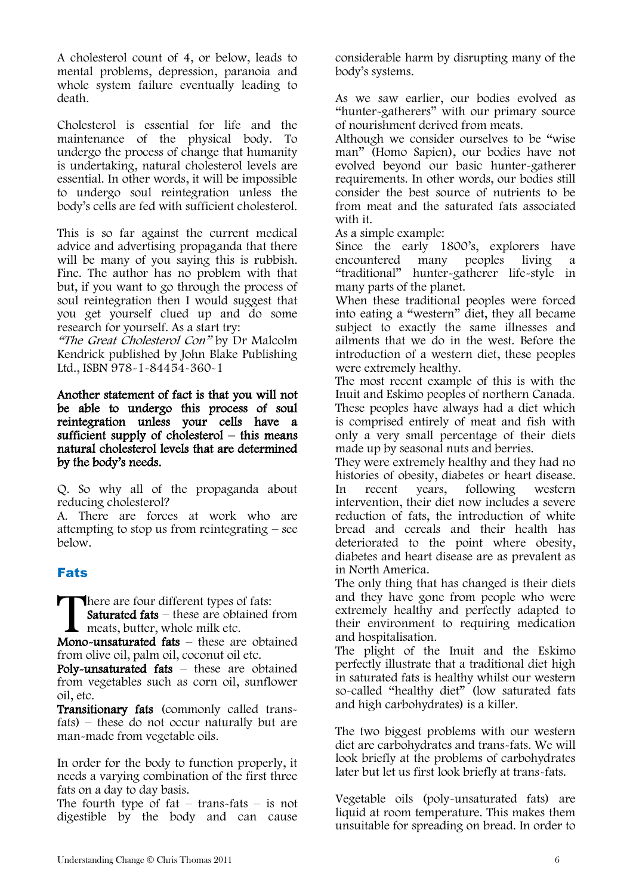A cholesterol count of 4, or below, leads to mental problems, depression, paranoia and whole system failure eventually leading to death.

Cholesterol is essential for life and the maintenance of the physical body. To undergo the process of change that humanity is undertaking, natural cholesterol levels are essential. In other words, it will be impossible to undergo soul reintegration unless the body's cells are fed with sufficient cholesterol.

This is so far against the current medical advice and advertising propaganda that there will be many of you saying this is rubbish. Fine. The author has no problem with that but, if you want to go through the process of soul reintegration then I would suggest that you get yourself clued up and do some research for yourself. As a start try:
*"The Great Cholesterol Con"* by Dr Malcolm Kendrick published by John Blake Publishing Ltd., ISBN 978-1-84454-360-1

**Another statement of fact is that you will not be able to undergo this process of soul reintegration unless your cells have a sufficient supply of cholesterol – this means natural cholesterol levels that are determined by the body's needs.**

Q. So why all of the propaganda about reducing cholesterol?
A. There are forces at work who are attempting to stop us from reintegrating – see below.

## Fats

There are four different types of fats:
**Saturated fats** – these are obtained from meats, butter, whole milk etc.
**Mono-unsaturated fats** – these are obtained from olive oil, palm oil, coconut oil etc.
**Poly-unsaturated fats** – these are obtained from vegetables such as corn oil, sunflower oil, etc.
**Transitionary fats** (commonly called trans-fats) – these do not occur naturally but are man-made from vegetable oils.

In order for the body to function properly, it needs a varying combination of the first three fats on a day to day basis.
The fourth type of fat – trans-fats – is not digestible by the body and can cause considerable harm by disrupting many of the body's systems.

As we saw earlier, our bodies evolved as "hunter-gatherers" with our primary source of nourishment derived from meats.
Although we consider ourselves to be "wise man" (Homo Sapien), our bodies have not evolved beyond our basic hunter-gatherer requirements. In other words, our bodies still consider the best source of nutrients to be from meat and the saturated fats associated with it.
As a simple example:
Since the early 1800's, explorers have encountered many peoples living a "traditional" hunter-gatherer life-style in many parts of the planet.
When these traditional peoples were forced into eating a "western" diet, they all became subject to exactly the same illnesses and ailments that we do in the west. Before the introduction of a western diet, these peoples were extremely healthy.
The most recent example of this is with the Inuit and Eskimo peoples of northern Canada. These peoples have always had a diet which is comprised entirely of meat and fish with only a very small percentage of their diets made up by seasonal nuts and berries.
They were extremely healthy and they had no histories of obesity, diabetes or heart disease. In recent years, following western intervention, their diet now includes a severe reduction of fats, the introduction of white bread and cereals and their health has deteriorated to the point where obesity, diabetes and heart disease are as prevalent as in North America.
The only thing that has changed is their diets and they have gone from people who were extremely healthy and perfectly adapted to their environment to requiring medication and hospitalisation.
The plight of the Inuit and the Eskimo perfectly illustrate that a traditional diet high in saturated fats is healthy whilst our western so-called "healthy diet" (low saturated fats and high carbohydrates) is a killer.

The two biggest problems with our western diet are carbohydrates and trans-fats. We will look briefly at the problems of carbohydrates later but let us first look briefly at trans-fats.

Vegetable oils (poly-unsaturated fats) are liquid at room temperature. This makes them unsuitable for spreading on bread. In order to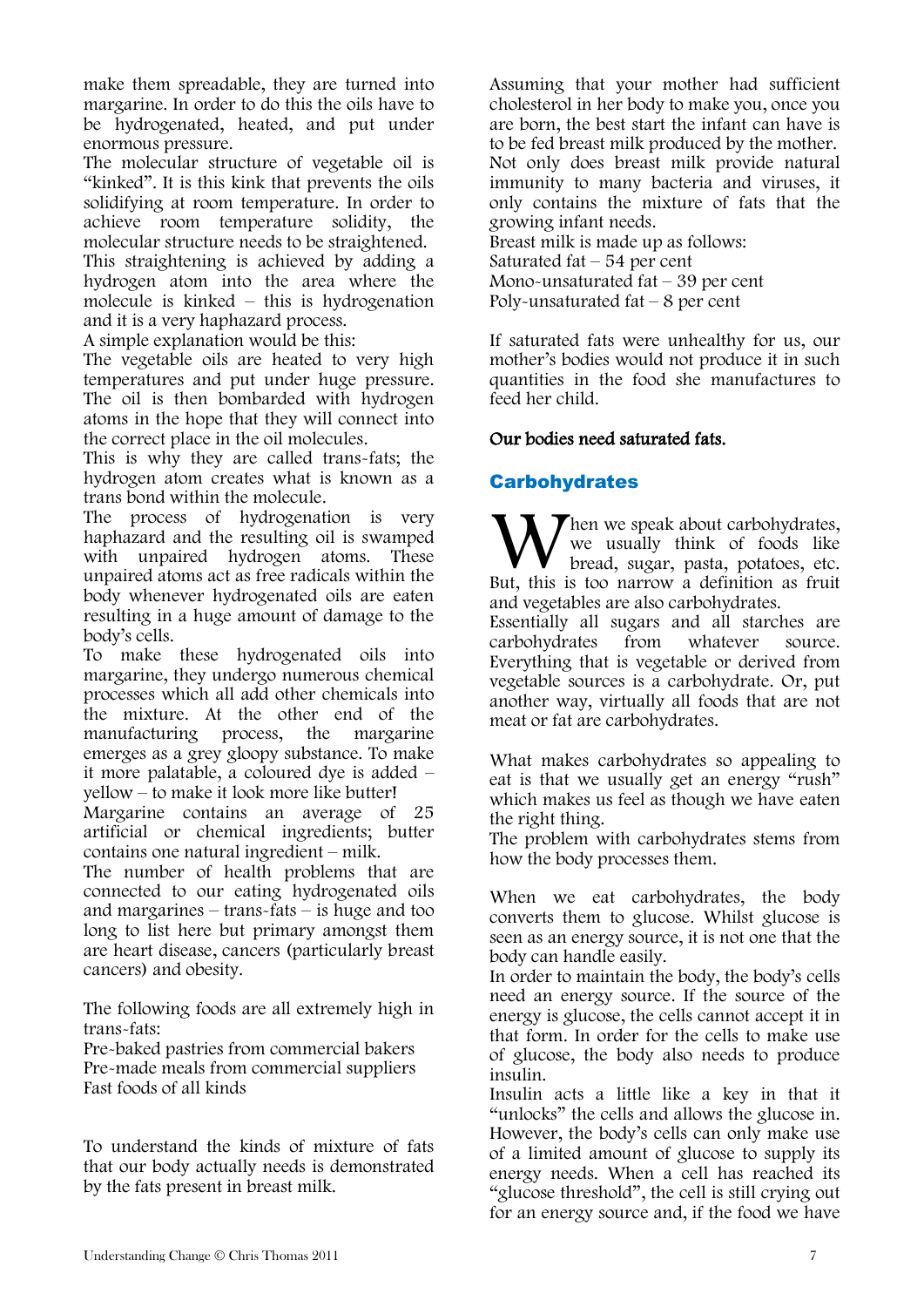make them spreadable, they are turned into margarine. In order to do this the oils have to be hydrogenated, heated, and put under enormous pressure.

The molecular structure of vegetable oil is "kinked". It is this kink that prevents the oils solidifying at room temperature. In order to achieve room temperature solidity, the molecular structure needs to be straightened.

This straightening is achieved by adding a hydrogen atom into the area where the molecule is kinked – this is hydrogenation and it is a very haphazard process.

A simple explanation would be this:

The vegetable oils are heated to very high temperatures and put under huge pressure. The oil is then bombarded with hydrogen atoms in the hope that they will connect into the correct place in the oil molecules.

This is why they are called trans-fats; the hydrogen atom creates what is known as a trans bond within the molecule.

The process of hydrogenation is very haphazard and the resulting oil is swamped with unpaired hydrogen atoms. These unpaired atoms act as free radicals within the body whenever hydrogenated oils are eaten resulting in a huge amount of damage to the body's cells.

To make these hydrogenated oils into margarine, they undergo numerous chemical processes which all add other chemicals into the mixture. At the other end of the manufacturing process, the margarine emerges as a grey gloopy substance. To make it more palatable, a coloured dye is added – yellow – to make it look more like butter!

Margarine contains an average of 25 artificial or chemical ingredients; butter contains one natural ingredient – milk.

The number of health problems that are connected to our eating hydrogenated oils and margarines – trans-fats – is huge and too long to list here but primary amongst them are heart disease, cancers (particularly breast cancers) and obesity.

The following foods are all extremely high in trans-fats:

Pre-baked pastries from commercial bakers
Pre-made meals from commercial suppliers
Fast foods of all kinds

To understand the kinds of mixture of fats that our body actually needs is demonstrated by the fats present in breast milk.

Assuming that your mother had sufficient cholesterol in her body to make you, once you are born, the best start the infant can have is to be fed breast milk produced by the mother. Not only does breast milk provide natural immunity to many bacteria and viruses, it only contains the mixture of fats that the growing infant needs.

Breast milk is made up as follows:

Saturated fat – 54 per cent
Mono-unsaturated fat – 39 per cent
Poly-unsaturated fat – 8 per cent

If saturated fats were unhealthy for us, our mother's bodies would not produce it in such quantities in the food she manufactures to feed her child.

**Our bodies need saturated fats.**

## Carbohydrates

When we speak about carbohydrates, we usually think of foods like bread, sugar, pasta, potatoes, etc. But, this is too narrow a definition as fruit and vegetables are also carbohydrates.

Essentially all sugars and all starches are carbohydrates from whatever source. Everything that is vegetable or derived from vegetable sources is a carbohydrate. Or, put another way, virtually all foods that are not meat or fat are carbohydrates.

What makes carbohydrates so appealing to eat is that we usually get an energy "rush" which makes us feel as though we have eaten the right thing.

The problem with carbohydrates stems from how the body processes them.

When we eat carbohydrates, the body converts them to glucose. Whilst glucose is seen as an energy source, it is not one that the body can handle easily.

In order to maintain the body, the body's cells need an energy source. If the source of the energy is glucose, the cells cannot accept it in that form. In order for the cells to make use of glucose, the body also needs to produce insulin.

Insulin acts a little like a key in that it "unlocks" the cells and allows the glucose in. However, the body's cells can only make use of a limited amount of glucose to supply its energy needs. When a cell has reached its "glucose threshold", the cell is still crying out for an energy source and, if the food we have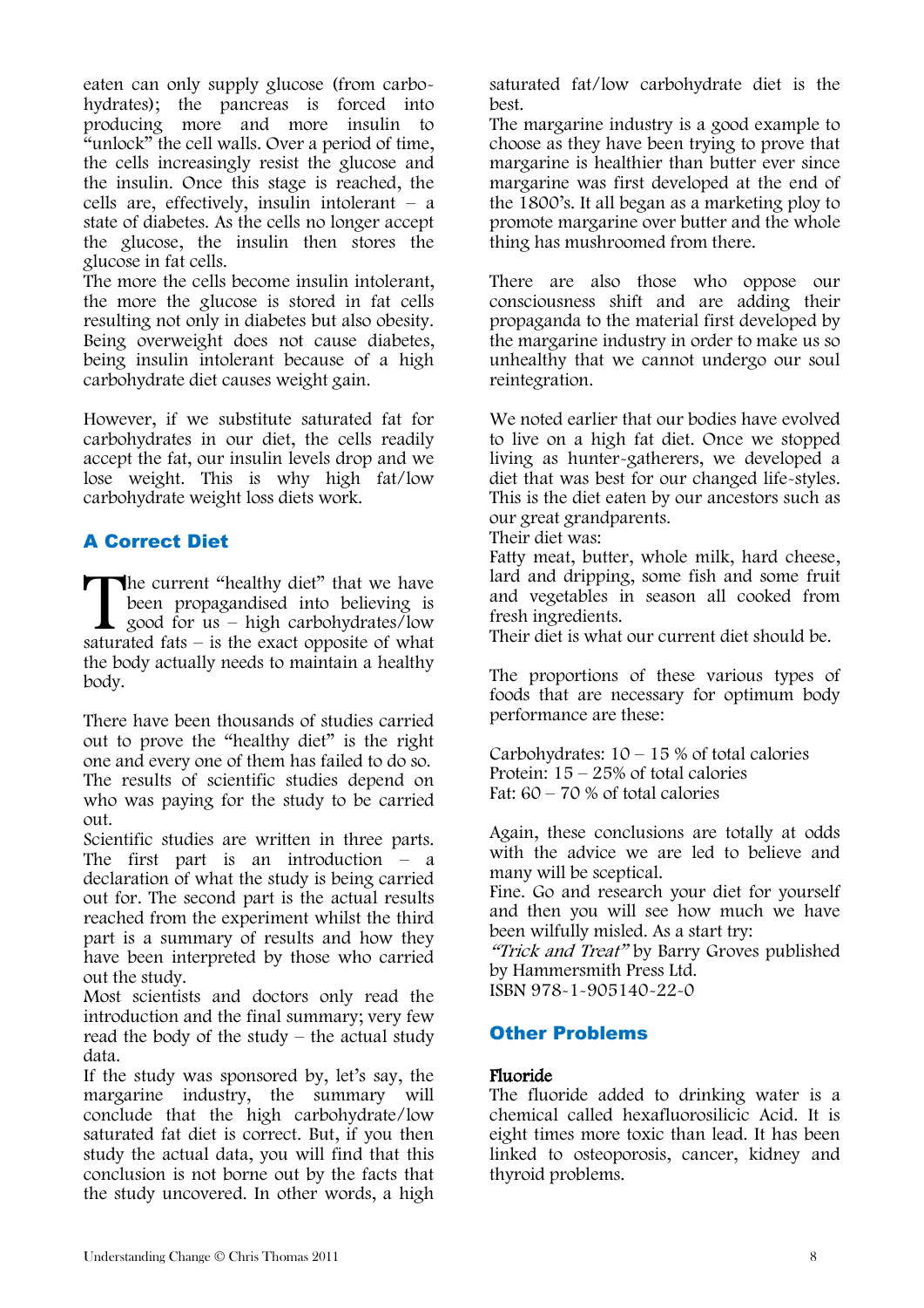eaten can only supply glucose (from carbohydrates); the pancreas is forced into producing more and more insulin to "unlock" the cell walls. Over a period of time, the cells increasingly resist the glucose and the insulin. Once this stage is reached, the cells are, effectively, insulin intolerant – a state of diabetes. As the cells no longer accept the glucose, the insulin then stores the glucose in fat cells.
The more the cells become insulin intolerant, the more the glucose is stored in fat cells resulting not only in diabetes but also obesity. Being overweight does not cause diabetes, being insulin intolerant because of a high carbohydrate diet causes weight gain.

However, if we substitute saturated fat for carbohydrates in our diet, the cells readily accept the fat, our insulin levels drop and we lose weight. This is why high fat/low carbohydrate weight loss diets work.

## A Correct Diet

The current "healthy diet" that we have been propagandised into believing is good for us – high carbohydrates/low saturated fats – is the exact opposite of what the body actually needs to maintain a healthy body.

There have been thousands of studies carried out to prove the "healthy diet" is the right one and every one of them has failed to do so. The results of scientific studies depend on who was paying for the study to be carried out.
Scientific studies are written in three parts. The first part is an introduction – a declaration of what the study is being carried out for. The second part is the actual results reached from the experiment whilst the third part is a summary of results and how they have been interpreted by those who carried out the study.
Most scientists and doctors only read the introduction and the final summary; very few read the body of the study – the actual study data.
If the study was sponsored by, let's say, the margarine industry, the summary will conclude that the high carbohydrate/low saturated fat diet is correct. But, if you then study the actual data, you will find that this conclusion is not borne out by the facts that the study uncovered. In other words, a high saturated fat/low carbohydrate diet is the best.
The margarine industry is a good example to choose as they have been trying to prove that margarine is healthier than butter ever since margarine was first developed at the end of the 1800's. It all began as a marketing ploy to promote margarine over butter and the whole thing has mushroomed from there.

There are also those who oppose our consciousness shift and are adding their propaganda to the material first developed by the margarine industry in order to make us so unhealthy that we cannot undergo our soul reintegration.

We noted earlier that our bodies have evolved to live on a high fat diet. Once we stopped living as hunter-gatherers, we developed a diet that was best for our changed life-styles. This is the diet eaten by our ancestors such as our great grandparents.
Their diet was:
Fatty meat, butter, whole milk, hard cheese, lard and dripping, some fish and some fruit and vegetables in season all cooked from fresh ingredients.
Their diet is what our current diet should be.

The proportions of these various types of foods that are necessary for optimum body performance are these:

Carbohydrates: 10 – 15 % of total calories
Protein: 15 – 25% of total calories
Fat: 60 – 70 % of total calories

Again, these conclusions are totally at odds with the advice we are led to believe and many will be sceptical.
Fine. Go and research your diet for yourself and then you will see how much we have been wilfully misled. As a start try:
*"Trick and Treat"* by Barry Groves published by Hammersmith Press Ltd.
ISBN 978-1-905140-22-0

## Other Problems

### Fluoride

The fluoride added to drinking water is a chemical called hexafluorosilicic Acid. It is eight times more toxic than lead. It has been linked to osteoporosis, cancer, kidney and thyroid problems.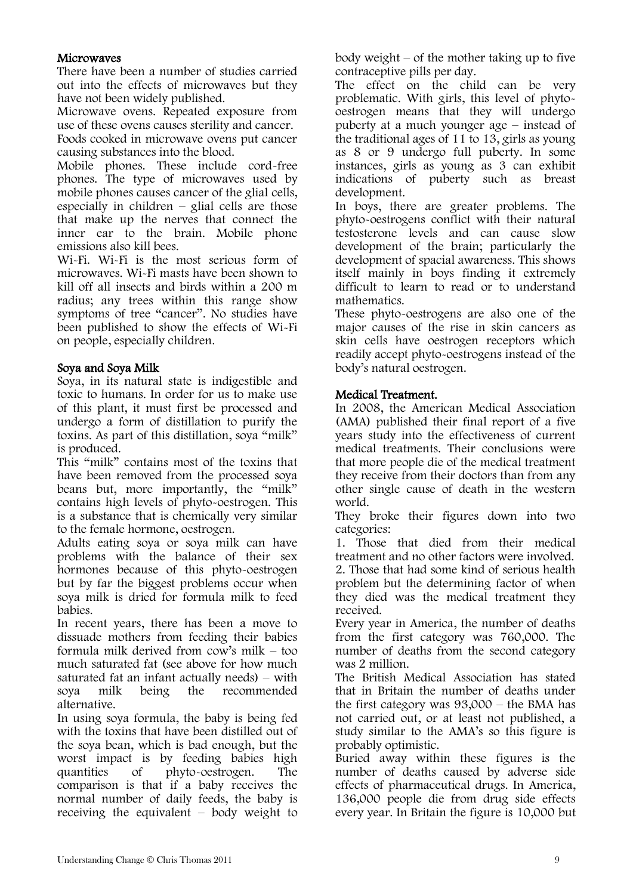## Microwaves

There have been a number of studies carried out into the effects of microwaves but they have not been widely published.

Microwave ovens. Repeated exposure from use of these ovens causes sterility and cancer. Foods cooked in microwave ovens put cancer causing substances into the blood.

Mobile phones. These include cord-free phones. The type of microwaves used by mobile phones causes cancer of the glial cells, especially in children – glial cells are those that make up the nerves that connect the inner ear to the brain. Mobile phone emissions also kill bees.

Wi-Fi. Wi-Fi is the most serious form of microwaves. Wi-Fi masts have been shown to kill off all insects and birds within a 200 m radius; any trees within this range show symptoms of tree "cancer". No studies have been published to show the effects of Wi-Fi on people, especially children.

## Soya and Soya Milk

Soya, in its natural state is indigestible and toxic to humans. In order for us to make use of this plant, it must first be processed and undergo a form of distillation to purify the toxins. As part of this distillation, soya "milk" is produced.

This "milk" contains most of the toxins that have been removed from the processed soya beans but, more importantly, the "milk" contains high levels of phyto-oestrogen. This is a substance that is chemically very similar to the female hormone, oestrogen.

Adults eating soya or soya milk can have problems with the balance of their sex hormones because of this phyto-oestrogen but by far the biggest problems occur when soya milk is dried for formula milk to feed babies.

In recent years, there has been a move to dissuade mothers from feeding their babies formula milk derived from cow's milk – too much saturated fat (see above for how much saturated fat an infant actually needs) – with soya milk being the recommended alternative.

In using soya formula, the baby is being fed with the toxins that have been distilled out of the soya bean, which is bad enough, but the worst impact is by feeding babies high quantities of phyto-oestrogen. The comparison is that if a baby receives the normal number of daily feeds, the baby is receiving the equivalent – body weight to body weight – of the mother taking up to five contraceptive pills per day.

The effect on the child can be very problematic. With girls, this level of phyto-oestrogen means that they will undergo puberty at a much younger age – instead of the traditional ages of 11 to 13, girls as young as 8 or 9 undergo full puberty. In some instances, girls as young as 3 can exhibit indications of puberty such as breast development.

In boys, there are greater problems. The phyto-oestrogens conflict with their natural testosterone levels and can cause slow development of the brain; particularly the development of spacial awareness. This shows itself mainly in boys finding it extremely difficult to learn to read or to understand mathematics.

These phyto-oestrogens are also one of the major causes of the rise in skin cancers as skin cells have oestrogen receptors which readily accept phyto-oestrogens instead of the body's natural oestrogen.

## Medical Treatment.

In 2008, the American Medical Association (AMA) published their final report of a five years study into the effectiveness of current medical treatments. Their conclusions were that more people die of the medical treatment they receive from their doctors than from any other single cause of death in the western world.

They broke their figures down into two categories:

1. Those that died from their medical treatment and no other factors were involved.
2. Those that had some kind of serious health problem but the determining factor of when they died was the medical treatment they received.

Every year in America, the number of deaths from the first category was 760,000. The number of deaths from the second category was 2 million.

The British Medical Association has stated that in Britain the number of deaths under the first category was 93,000 – the BMA has not carried out, or at least not published, a study similar to the AMA's so this figure is probably optimistic.

Buried away within these figures is the number of deaths caused by adverse side effects of pharmaceutical drugs. In America, 136,000 people die from drug side effects every year. In Britain the figure is 10,000 but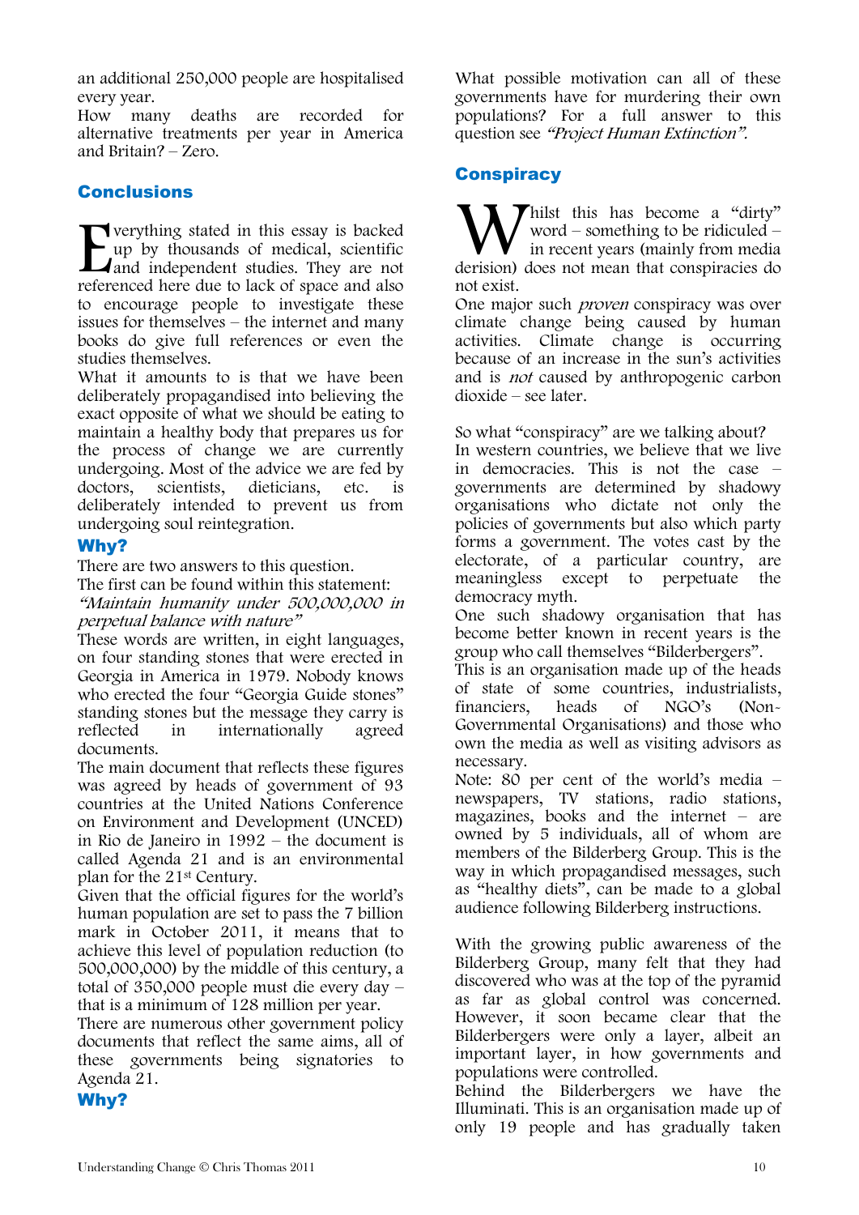an additional 250,000 people are hospitalised every year.

How many deaths are recorded for alternative treatments per year in America and Britain? – Zero.

## Conclusions

Everything stated in this essay is backed up by thousands of medical, scientific and independent studies. They are not referenced here due to lack of space and also to encourage people to investigate these issues for themselves – the internet and many books do give full references or even the studies themselves.

What it amounts to is that we have been deliberately propagandised into believing the exact opposite of what we should be eating to maintain a healthy body that prepares us for the process of change we are currently undergoing. Most of the advice we are fed by doctors, scientists, dieticians, etc. is deliberately intended to prevent us from undergoing soul reintegration.

## Why?

There are two answers to this question.

The first can be found within this statement:

*"Maintain humanity under 500,000,000 in perpetual balance with nature"*

These words are written, in eight languages, on four standing stones that were erected in Georgia in America in 1979. Nobody knows who erected the four "Georgia Guide stones" standing stones but the message they carry is reflected in internationally agreed documents.

The main document that reflects these figures was agreed by heads of government of 93 countries at the United Nations Conference on Environment and Development (UNCED) in Rio de Janeiro in 1992 – the document is called Agenda 21 and is an environmental plan for the 21st Century.

Given that the official figures for the world's human population are set to pass the 7 billion mark in October 2011, it means that to achieve this level of population reduction (to 500,000,000) by the middle of this century, a total of 350,000 people must die every day – that is a minimum of 128 million per year.

There are numerous other government policy documents that reflect the same aims, all of these governments being signatories to Agenda 21.

## Why?

What possible motivation can all of these governments have for murdering their own populations? For a full answer to this question see *"Project Human Extinction"*.

## Conspiracy

Whilst this has become a "dirty" word – something to be ridiculed – in recent years (mainly from media derision) does not mean that conspiracies do not exist.

One major such *proven* conspiracy was over climate change being caused by human activities. Climate change is occurring because of an increase in the sun's activities and is *not* caused by anthropogenic carbon dioxide – see later.

So what "conspiracy" are we talking about?

In western countries, we believe that we live in democracies. This is not the case – governments are determined by shadowy organisations who dictate not only the policies of governments but also which party forms a government. The votes cast by the electorate, of a particular country, are meaningless except to perpetuate the democracy myth.

One such shadowy organisation that has become better known in recent years is the group who call themselves "Bilderbergers".

This is an organisation made up of the heads of state of some countries, industrialists, financiers, heads of NGO's (Non-Governmental Organisations) and those who own the media as well as visiting advisors as necessary.

Note: 80 per cent of the world's media – newspapers, TV stations, radio stations, magazines, books and the internet – are owned by 5 individuals, all of whom are members of the Bilderberg Group. This is the way in which propagandised messages, such as "healthy diets", can be made to a global audience following Bilderberg instructions.

With the growing public awareness of the Bilderberg Group, many felt that they had discovered who was at the top of the pyramid as far as global control was concerned. However, it soon became clear that the Bilderbergers were only a layer, albeit an important layer, in how governments and populations were controlled.

Behind the Bilderbergers we have the Illuminati. This is an organisation made up of only 19 people and has gradually taken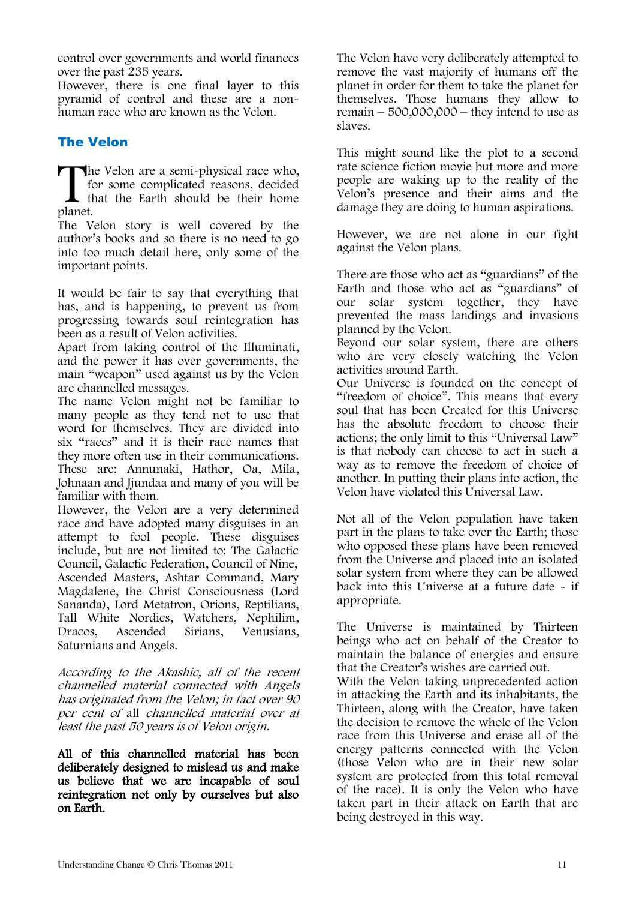control over governments and world finances over the past 235 years.
However, there is one final layer to this pyramid of control and these are a non-human race who are known as the Velon.

## The Velon

The Velon are a semi-physical race who, for some complicated reasons, decided that the Earth should be their home planet.
The Velon story is well covered by the author's books and so there is no need to go into too much detail here, only some of the important points.

It would be fair to say that everything that has, and is happening, to prevent us from progressing towards soul reintegration has been as a result of Velon activities.
Apart from taking control of the Illuminati, and the power it has over governments, the main "weapon" used against us by the Velon are channelled messages.
The name Velon might not be familiar to many people as they tend not to use that word for themselves. They are divided into six "races" and it is their race names that they more often use in their communications. These are: Annunaki, Hathor, Oa, Mila, Johnaan and Jjundaa and many of you will be familiar with them.
However, the Velon are a very determined race and have adopted many disguises in an attempt to fool people. These disguises include, but are not limited to: The Galactic Council, Galactic Federation, Council of Nine, Ascended Masters, Ashtar Command, Mary Magdalene, the Christ Consciousness (Lord Sananda), Lord Metatron, Orions, Reptilians, Tall White Nordics, Watchers, Nephilim, Dracos, Ascended Sirians, Venusians, Saturnians and Angels.

*According to the Akashic, all of the recent channelled material connected with Angels has originated from the Velon; in fact over 90 per cent of* all *channelled material over at least the past 50 years is of Velon origin.*

**All of this channelled material has been deliberately designed to mislead us and make us believe that we are incapable of soul reintegration not only by ourselves but also on Earth.**

The Velon have very deliberately attempted to remove the vast majority of humans off the planet in order for them to take the planet for themselves. Those humans they allow to remain – 500,000,000 – they intend to use as slaves.

This might sound like the plot to a second rate science fiction movie but more and more people are waking up to the reality of the Velon's presence and their aims and the damage they are doing to human aspirations.

However, we are not alone in our fight against the Velon plans.

There are those who act as "guardians" of the Earth and those who act as "guardians" of our solar system together, they have prevented the mass landings and invasions planned by the Velon.
Beyond our solar system, there are others who are very closely watching the Velon activities around Earth.
Our Universe is founded on the concept of "freedom of choice". This means that every soul that has been Created for this Universe has the absolute freedom to choose their actions; the only limit to this "Universal Law" is that nobody can choose to act in such a way as to remove the freedom of choice of another. In putting their plans into action, the Velon have violated this Universal Law.

Not all of the Velon population have taken part in the plans to take over the Earth; those who opposed these plans have been removed from the Universe and placed into an isolated solar system from where they can be allowed back into this Universe at a future date - if appropriate.

The Universe is maintained by Thirteen beings who act on behalf of the Creator to maintain the balance of energies and ensure that the Creator's wishes are carried out.
With the Velon taking unprecedented action in attacking the Earth and its inhabitants, the Thirteen, along with the Creator, have taken the decision to remove the whole of the Velon race from this Universe and erase all of the energy patterns connected with the Velon (those Velon who are in their new solar system are protected from this total removal of the race). It is only the Velon who have taken part in their attack on Earth that are being destroyed in this way.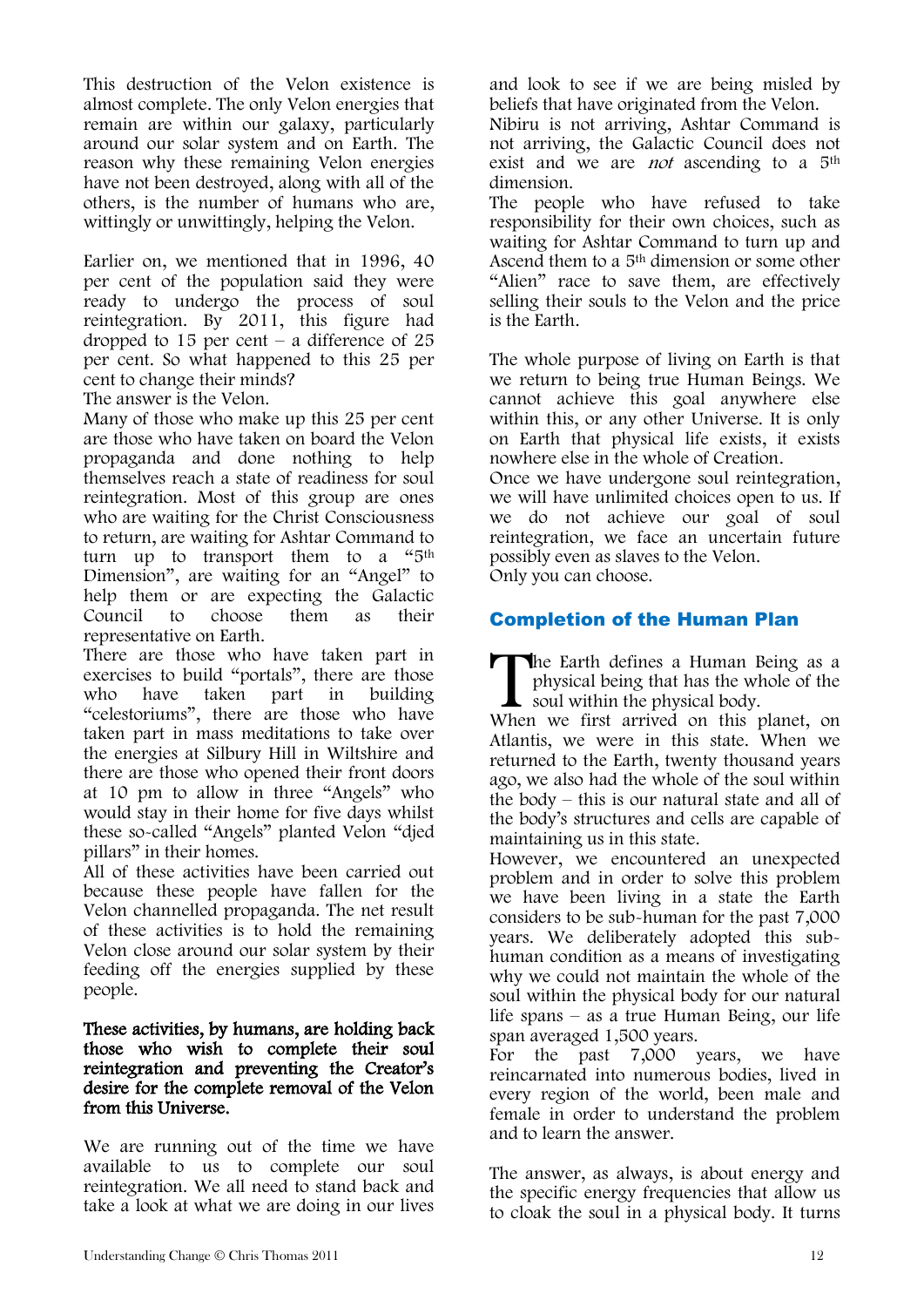This destruction of the Velon existence is almost complete. The only Velon energies that remain are within our galaxy, particularly around our solar system and on Earth. The reason why these remaining Velon energies have not been destroyed, along with all of the others, is the number of humans who are, wittingly or unwittingly, helping the Velon.

Earlier on, we mentioned that in 1996, 40 per cent of the population said they were ready to undergo the process of soul reintegration. By 2011, this figure had dropped to 15 per cent – a difference of 25 per cent. So what happened to this 25 per cent to change their minds?
The answer is the Velon.
Many of those who make up this 25 per cent are those who have taken on board the Velon propaganda and done nothing to help themselves reach a state of readiness for soul reintegration. Most of this group are ones who are waiting for the Christ Consciousness to return, are waiting for Ashtar Command to turn up to transport them to a "5th Dimension", are waiting for an "Angel" to help them or are expecting the Galactic Council to choose them as their representative on Earth.
There are those who have taken part in exercises to build "portals", there are those who have taken part in building "celestoriums", there are those who have taken part in mass meditations to take over the energies at Silbury Hill in Wiltshire and there are those who opened their front doors at 10 pm to allow in three "Angels" who would stay in their home for five days whilst these so-called "Angels" planted Velon "djed pillars" in their homes.
All of these activities have been carried out because these people have fallen for the Velon channelled propaganda. The net result of these activities is to hold the remaining Velon close around our solar system by their feeding off the energies supplied by these people.

**These activities, by humans, are holding back those who wish to complete their soul reintegration and preventing the Creator's desire for the complete removal of the Velon from this Universe.**

We are running out of the time we have available to us to complete our soul reintegration. We all need to stand back and take a look at what we are doing in our lives and look to see if we are being misled by beliefs that have originated from the Velon.
Nibiru is not arriving, Ashtar Command is not arriving, the Galactic Council does not exist and we are *not* ascending to a 5th dimension.
The people who have refused to take responsibility for their own choices, such as waiting for Ashtar Command to turn up and Ascend them to a 5th dimension or some other "Alien" race to save them, are effectively selling their souls to the Velon and the price is the Earth.

The whole purpose of living on Earth is that we return to being true Human Beings. We cannot achieve this goal anywhere else within this, or any other Universe. It is only on Earth that physical life exists, it exists nowhere else in the whole of Creation.
Once we have undergone soul reintegration, we will have unlimited choices open to us. If we do not achieve our goal of soul reintegration, we face an uncertain future possibly even as slaves to the Velon.
Only you can choose.

## Completion of the Human Plan

The Earth defines a Human Being as a physical being that has the whole of the soul within the physical body.
When we first arrived on this planet, on Atlantis, we were in this state. When we returned to the Earth, twenty thousand years ago, we also had the whole of the soul within the body – this is our natural state and all of the body's structures and cells are capable of maintaining us in this state.
However, we encountered an unexpected problem and in order to solve this problem we have been living in a state the Earth considers to be sub-human for the past 7,000 years. We deliberately adopted this sub-human condition as a means of investigating why we could not maintain the whole of the soul within the physical body for our natural life spans – as a true Human Being, our life span averaged 1,500 years.
For the past 7,000 years, we have reincarnated into numerous bodies, lived in every region of the world, been male and female in order to understand the problem and to learn the answer.

The answer, as always, is about energy and the specific energy frequencies that allow us to cloak the soul in a physical body. It turns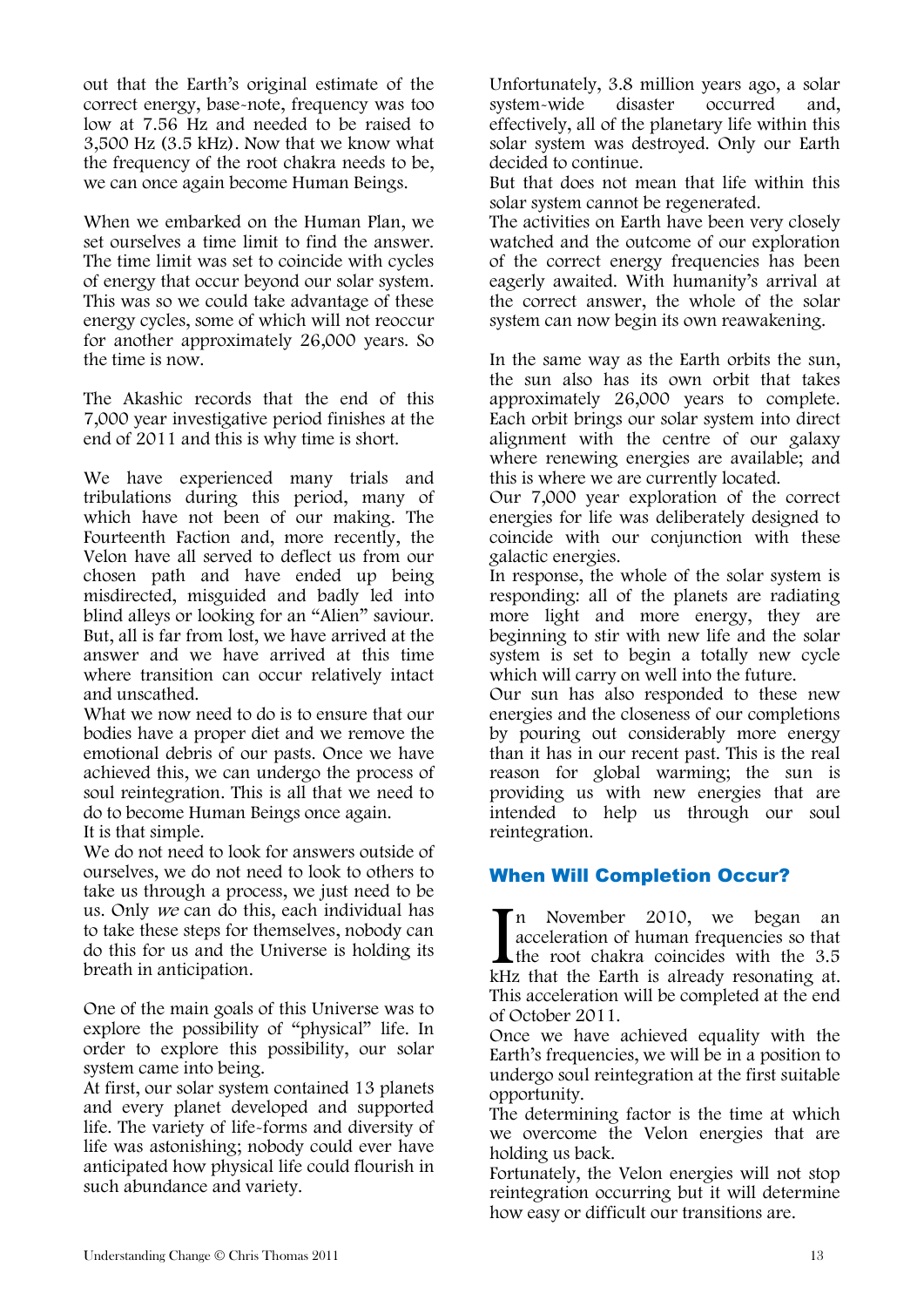out that the Earth's original estimate of the correct energy, base-note, frequency was too low at 7.56 Hz and needed to be raised to 3,500 Hz (3.5 kHz). Now that we know what the frequency of the root chakra needs to be, we can once again become Human Beings.

When we embarked on the Human Plan, we set ourselves a time limit to find the answer. The time limit was set to coincide with cycles of energy that occur beyond our solar system. This was so we could take advantage of these energy cycles, some of which will not reoccur for another approximately 26,000 years. So the time is now.

The Akashic records that the end of this 7,000 year investigative period finishes at the end of 2011 and this is why time is short.

We have experienced many trials and tribulations during this period, many of which have not been of our making. The Fourteenth Faction and, more recently, the Velon have all served to deflect us from our chosen path and have ended up being misdirected, misguided and badly led into blind alleys or looking for an "Alien" saviour. But, all is far from lost, we have arrived at the answer and we have arrived at this time where transition can occur relatively intact and unscathed.

What we now need to do is to ensure that our bodies have a proper diet and we remove the emotional debris of our pasts. Once we have achieved this, we can undergo the process of soul reintegration. This is all that we need to do to become Human Beings once again.

It is that simple.

We do not need to look for answers outside of ourselves, we do not need to look to others to take us through a process, we just need to be us. Only *we* can do this, each individual has to take these steps for themselves, nobody can do this for us and the Universe is holding its breath in anticipation.

One of the main goals of this Universe was to explore the possibility of "physical" life. In order to explore this possibility, our solar system came into being.

At first, our solar system contained 13 planets and every planet developed and supported life. The variety of life-forms and diversity of life was astonishing; nobody could ever have anticipated how physical life could flourish in such abundance and variety.

Unfortunately, 3.8 million years ago, a solar system-wide disaster occurred and, effectively, all of the planetary life within this solar system was destroyed. Only our Earth decided to continue.

But that does not mean that life within this solar system cannot be regenerated.

The activities on Earth have been very closely watched and the outcome of our exploration of the correct energy frequencies has been eagerly awaited. With humanity's arrival at the correct answer, the whole of the solar system can now begin its own reawakening.

In the same way as the Earth orbits the sun, the sun also has its own orbit that takes approximately 26,000 years to complete. Each orbit brings our solar system into direct alignment with the centre of our galaxy where renewing energies are available; and this is where we are currently located.

Our 7,000 year exploration of the correct energies for life was deliberately designed to coincide with our conjunction with these galactic energies.

In response, the whole of the solar system is responding: all of the planets are radiating more light and more energy, they are beginning to stir with new life and the solar system is set to begin a totally new cycle which will carry on well into the future.

Our sun has also responded to these new energies and the closeness of our completions by pouring out considerably more energy than it has in our recent past. This is the real reason for global warming; the sun is providing us with new energies that are intended to help us through our soul reintegration.

## When Will Completion Occur?

In November 2010, we began an acceleration of human frequencies so that the root chakra coincides with the 3.5 kHz that the Earth is already resonating at. This acceleration will be completed at the end of October 2011.

Once we have achieved equality with the Earth's frequencies, we will be in a position to undergo soul reintegration at the first suitable opportunity.

The determining factor is the time at which we overcome the Velon energies that are holding us back.

Fortunately, the Velon energies will not stop reintegration occurring but it will determine how easy or difficult our transitions are.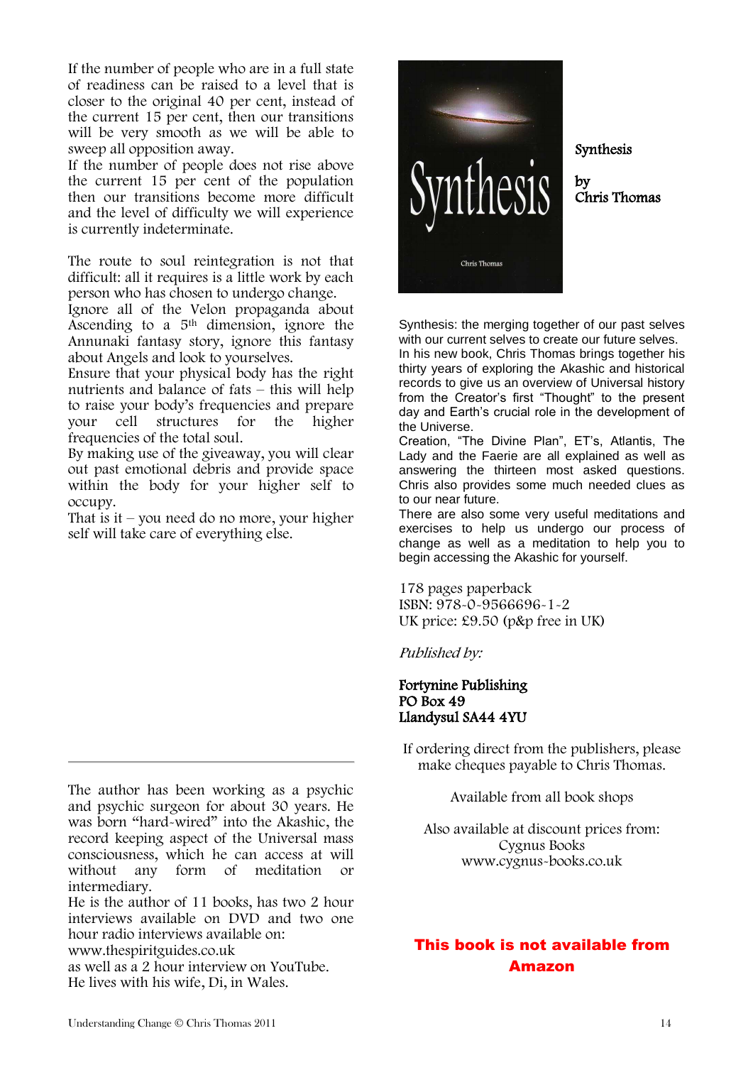If the number of people who are in a full state of readiness can be raised to a level that is closer to the original 40 per cent, instead of the current 15 per cent, then our transitions will be very smooth as we will be able to sweep all opposition away.
If the number of people does not rise above the current 15 per cent of the population then our transitions become more difficult and the level of difficulty we will experience is currently indeterminate.

The route to soul reintegration is not that difficult: all it requires is a little work by each person who has chosen to undergo change.
Ignore all of the Velon propaganda about Ascending to a 5th dimension, ignore the Annunaki fantasy story, ignore this fantasy about Angels and look to yourselves.
Ensure that your physical body has the right nutrients and balance of fats – this will help to raise your body's frequencies and prepare your cell structures for the higher frequencies of the total soul.
By making use of the giveaway, you will clear out past emotional debris and provide space within the body for your higher self to occupy.
That is it – you need do no more, your higher self will take care of everything else.

---

The author has been working as a psychic and psychic surgeon for about 30 years. He was born "hard-wired" into the Akashic, the record keeping aspect of the Universal mass consciousness, which he can access at will without any form of meditation or intermediary.
He is the author of 11 books, has two 2 hour interviews available on DVD and two one hour radio interviews available on:
www.thespiritguides.co.uk
as well as a 2 hour interview on YouTube.
He lives with his wife, Di, in Wales.

**Synthesis**

**by**
**Chris Thomas**

Synthesis: the merging together of our past selves with our current selves to create our future selves.
In his new book, Chris Thomas brings together his thirty years of exploring the Akashic and historical records to give us an overview of Universal history from the Creator's first "Thought" to the present day and Earth's crucial role in the development of the Universe.
Creation, "The Divine Plan", ET's, Atlantis, The Lady and the Faerie are all explained as well as answering the thirteen most asked questions. Chris also provides some much needed clues as to our near future.
There are also some very useful meditations and exercises to help us undergo our process of change as well as a meditation to help you to begin accessing the Akashic for yourself.

178 pages paperback
ISBN: 978-0-9566696-1-2
UK price: £9.50 (p&p free in UK)

*Published by:*

**Fortynine Publishing**
**PO Box 49**
**Llandysul SA44 4YU**

If ordering direct from the publishers, please make cheques payable to Chris Thomas.

Available from all book shops

Also available at discount prices from:
Cygnus Books
www.cygnus-books.co.uk

**This book is not available from Amazon**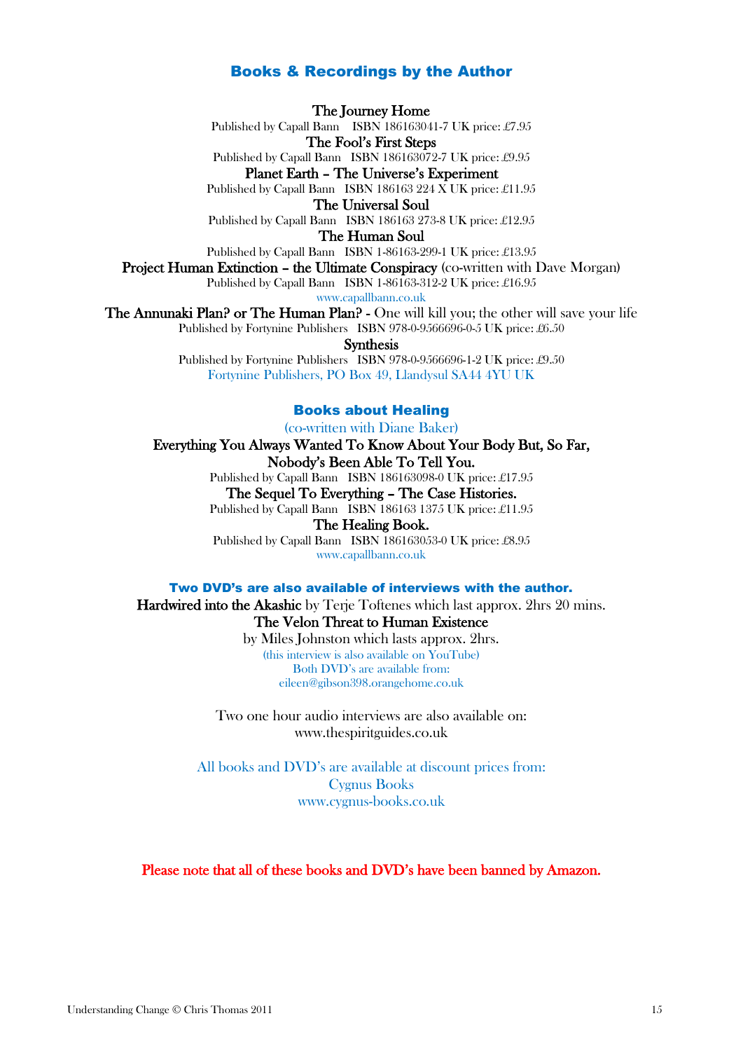## Books & Recordings by the Author

**The Journey Home**
Published by Capall Bann ISBN 186163041-7 UK price: £7.95

**The Fool's First Steps**
Published by Capall Bann ISBN 186163072-7 UK price: £9.95

**Planet Earth – The Universe's Experiment**
Published by Capall Bann ISBN 186163 224 X UK price: £11.95

**The Universal Soul**
Published by Capall Bann ISBN 186163 273-8 UK price: £12.95

**The Human Soul**
Published by Capall Bann ISBN 1-86163-299-1 UK price: £13.95

**Project Human Extinction – the Ultimate Conspiracy** (co-written with Dave Morgan)
Published by Capall Bann ISBN 1-86163-312-2 UK price: £16.95
www.capallbann.co.uk

**The Annunaki Plan? or The Human Plan? -** One will kill you; the other will save your life
Published by Fortynine Publishers ISBN 978-0-9566696-0-5 UK price: £6.50

**Synthesis**
Published by Fortynine Publishers ISBN 978-0-9566696-1-2 UK price: £9.50
Fortynine Publishers, PO Box 49, Llandysul SA44 4YU UK

## Books about Healing

(co-written with Diane Baker)

**Everything You Always Wanted To Know About Your Body But, So Far, Nobody's Been Able To Tell You.**
Published by Capall Bann ISBN 186163098-0 UK price: £17.95

**The Sequel To Everything – The Case Histories.**
Published by Capall Bann ISBN 186163 1375 UK price: £11.95

**The Healing Book.**
Published by Capall Bann ISBN 186163053-0 UK price: £8.95
www.capallbann.co.uk

### Two DVD's are also available of interviews with the author.

**Hardwired into the Akashic** by Terje Toftenes which last approx. 2hrs 20 mins.

**The Velon Threat to Human Existence**
by Miles Johnston which lasts approx. 2hrs.
(this interview is also available on YouTube)
Both DVD's are available from:
eileen@gibson398.orangehome.co.uk

Two one hour audio interviews are also available on:
www.thespiritguides.co.uk

All books and DVD's are available at discount prices from:
Cygnus Books
www.cygnus-books.co.uk

Please note that all of these books and DVD's have been banned by Amazon.